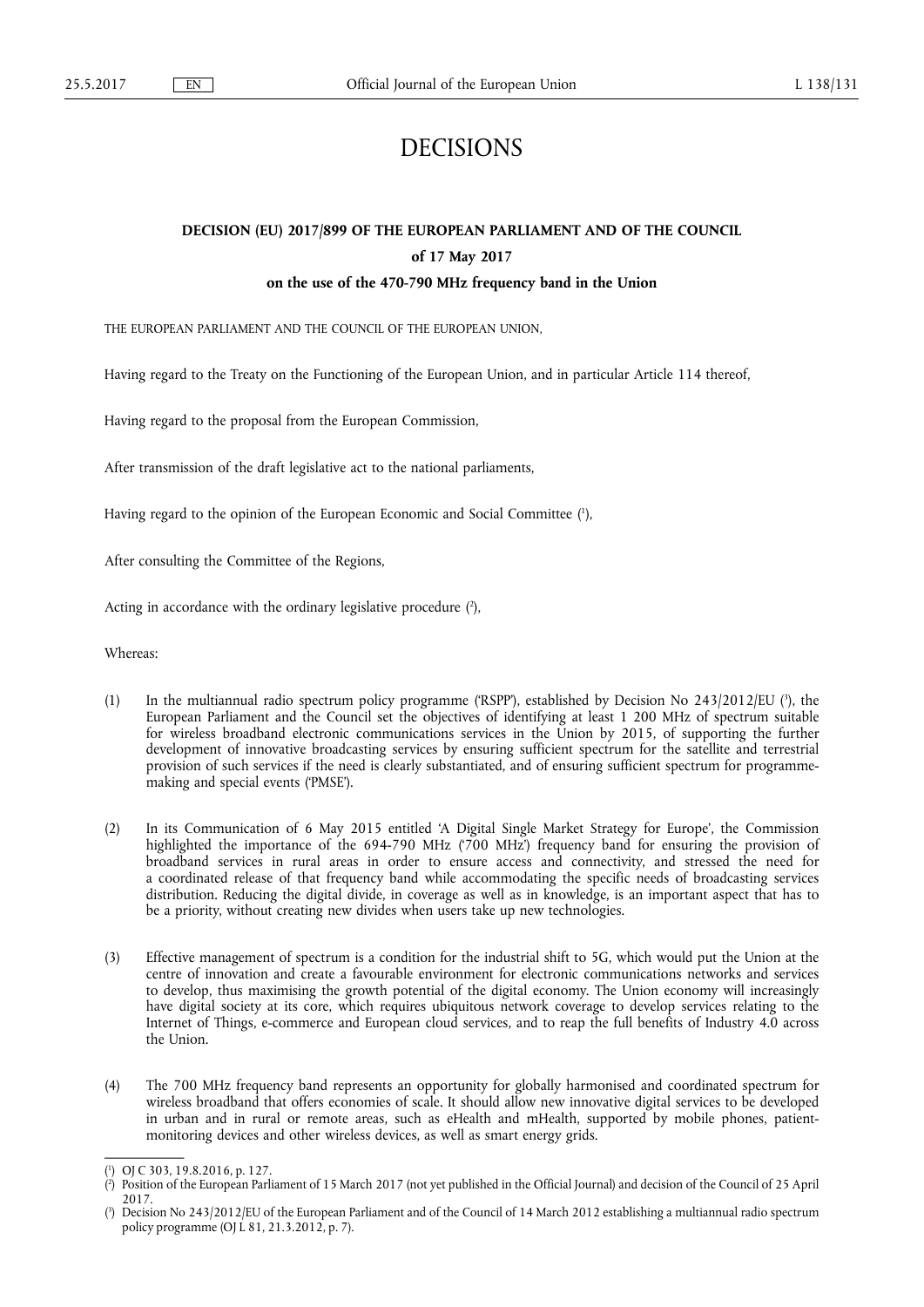# DECISIONS

## DECISION (EU) 2017/899 OF THE EUROPEAN PARLIAMENT AND OF THE COUNCIL

### of 17 May 2017

### on the use of the 470-790 MHz frequency band in the Union

THE EUROPEAN PARLIAMENT AND THE COUNCIL OF THE EUROPEAN UNION,

Having regard to the Treaty on the Functioning of the European Union, and in particular Article 114 thereof,

Having regard to the proposal from the European Commission,

After transmission of the draft legislative act to the national parliaments,

Having regard to the opinion of the European Economic and Social Committee [1],

After consulting the Committee of the Regions,

Acting in accordance with the ordinary legislative procedure [2],

Whereas:

(1) In the multiannual radio spectrum policy programme ('RSPP'), established by Decision No 243/2012/EU [3], the European Parliament and the Council set the objectives of identifying at least 1 200 MHz of spectrum suitable for wireless broadband electronic communications services in the Union by 2015, of supporting the further development of innovative broadcasting services by ensuring sufficient spectrum for the satellite and terrestrial provision of such services if the need is clearly substantiated, and of ensuring sufficient spectrum for programme-making and special events ('PMSE').

(2) In its Communication of 6 May 2015 entitled 'A Digital Single Market Strategy for Europe', the Commission highlighted the importance of the 694-790 MHz ('700 MHz') frequency band for ensuring the provision of broadband services in rural areas in order to ensure access and connectivity, and stressed the need for a coordinated release of that frequency band while accommodating the specific needs of broadcasting services distribution. Reducing the digital divide, in coverage as well as in knowledge, is an important aspect that has to be a priority, without creating new divides when users take up new technologies.

(3) Effective management of spectrum is a condition for the industrial shift to 5G, which would put the Union at the centre of innovation and create a favourable environment for electronic communications networks and services to develop, thus maximising the growth potential of the digital economy. The Union economy will increasingly have digital society at its core, which requires ubiquitous network coverage to develop services relating to the Internet of Things, e-commerce and European cloud services, and to reap the full benefits of Industry 4.0 across the Union.

(4) The 700 MHz frequency band represents an opportunity for globally harmonised and coordinated spectrum for wireless broadband that offers economies of scale. It should allow new innovative digital services to be developed in urban and in rural or remote areas, such as eHealth and mHealth, supported by mobile phones, patient-monitoring devices and other wireless devices, as well as smart energy grids.

---

[1] OJ C 303, 19.8.2016, p. 127.

[2] Position of the European Parliament of 15 March 2017 (not yet published in the Official Journal) and decision of the Council of 25 April 2017.

[3] Decision No 243/2012/EU of the European Parliament and of the Council of 14 March 2012 establishing a multiannual radio spectrum policy programme (OJ L 81, 21.3.2012, p. 7).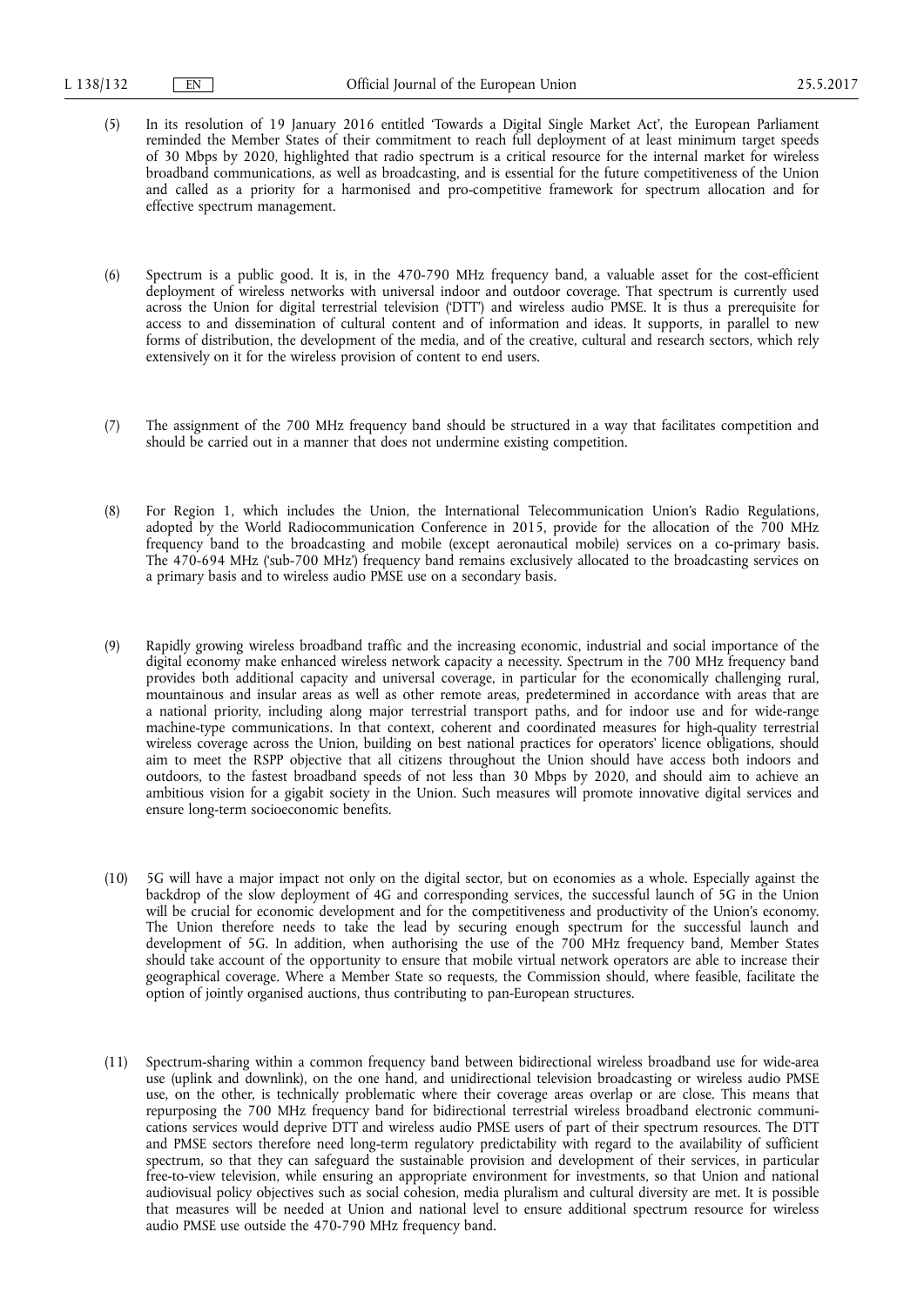(5) In its resolution of 19 January 2016 entitled 'Towards a Digital Single Market Act', the European Parliament reminded the Member States of their commitment to reach full deployment of at least minimum target speeds of 30 Mbps by 2020, highlighted that radio spectrum is a critical resource for the internal market for wireless broadband communications, as well as broadcasting, and is essential for the future competitiveness of the Union and called as a priority for a harmonised and pro-competitive framework for spectrum allocation and for effective spectrum management.

(6) Spectrum is a public good. It is, in the 470-790 MHz frequency band, a valuable asset for the cost-efficient deployment of wireless networks with universal indoor and outdoor coverage. That spectrum is currently used across the Union for digital terrestrial television ('DTT') and wireless audio PMSE. It is thus a prerequisite for access to and dissemination of cultural content and of information and ideas. It supports, in parallel to new forms of distribution, the development of the media, and of the creative, cultural and research sectors, which rely extensively on it for the wireless provision of content to end users.

(7) The assignment of the 700 MHz frequency band should be structured in a way that facilitates competition and should be carried out in a manner that does not undermine existing competition.

(8) For Region 1, which includes the Union, the International Telecommunication Union's Radio Regulations, adopted by the World Radiocommunication Conference in 2015, provide for the allocation of the 700 MHz frequency band to the broadcasting and mobile (except aeronautical mobile) services on a co-primary basis. The 470-694 MHz ('sub-700 MHz') frequency band remains exclusively allocated to the broadcasting services on a primary basis and to wireless audio PMSE use on a secondary basis.

(9) Rapidly growing wireless broadband traffic and the increasing economic, industrial and social importance of the digital economy make enhanced wireless network capacity a necessity. Spectrum in the 700 MHz frequency band provides both additional capacity and universal coverage, in particular for the economically challenging rural, mountainous and insular areas as well as other remote areas, predetermined in accordance with areas that are a national priority, including along major terrestrial transport paths, and for indoor use and for wide-range machine-type communications. In that context, coherent and coordinated measures for high-quality terrestrial wireless coverage across the Union, building on best national practices for operators' licence obligations, should aim to meet the RSPP objective that all citizens throughout the Union should have access both indoors and outdoors, to the fastest broadband speeds of not less than 30 Mbps by 2020, and should aim to achieve an ambitious vision for a gigabit society in the Union. Such measures will promote innovative digital services and ensure long-term socioeconomic benefits.

(10) 5G will have a major impact not only on the digital sector, but on economies as a whole. Especially against the backdrop of the slow deployment of 4G and corresponding services, the successful launch of 5G in the Union will be crucial for economic development and for the competitiveness and productivity of the Union's economy. The Union therefore needs to take the lead by securing enough spectrum for the successful launch and development of 5G. In addition, when authorising the use of the 700 MHz frequency band, Member States should take account of the opportunity to ensure that mobile virtual network operators are able to increase their geographical coverage. Where a Member State so requests, the Commission should, where feasible, facilitate the option of jointly organised auctions, thus contributing to pan-European structures.

(11) Spectrum-sharing within a common frequency band between bidirectional wireless broadband use for wide-area use (uplink and downlink), on the one hand, and unidirectional television broadcasting or wireless audio PMSE use, on the other, is technically problematic where their coverage areas overlap or are close. This means that repurposing the 700 MHz frequency band for bidirectional terrestrial wireless broadband electronic communications services would deprive DTT and wireless audio PMSE users of part of their spectrum resources. The DTT and PMSE sectors therefore need long-term regulatory predictability with regard to the availability of sufficient spectrum, so that they can safeguard the sustainable provision and development of their services, in particular free-to-view television, while ensuring an appropriate environment for investments, so that Union and national audiovisual policy objectives such as social cohesion, media pluralism and cultural diversity are met. It is possible that measures will be needed at Union and national level to ensure additional spectrum resource for wireless audio PMSE use outside the 470-790 MHz frequency band.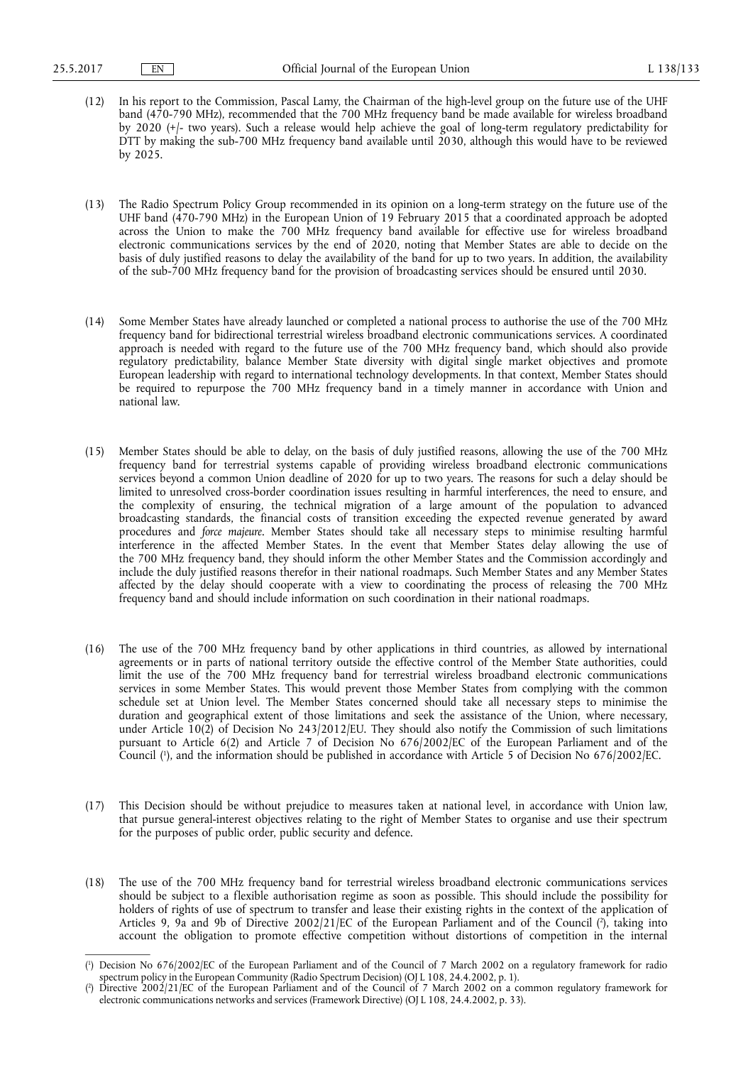(12) In his report to the Commission, Pascal Lamy, the Chairman of the high-level group on the future use of the UHF band (470-790 MHz), recommended that the 700 MHz frequency band be made available for wireless broadband by 2020 (+/- two years). Such a release would help achieve the goal of long-term regulatory predictability for DTT by making the sub-700 MHz frequency band available until 2030, although this would have to be reviewed by 2025.

(13) The Radio Spectrum Policy Group recommended in its opinion on a long-term strategy on the future use of the UHF band (470-790 MHz) in the European Union of 19 February 2015 that a coordinated approach be adopted across the Union to make the 700 MHz frequency band available for effective use for wireless broadband electronic communications services by the end of 2020, noting that Member States are able to decide on the basis of duly justified reasons to delay the availability of the band for up to two years. In addition, the availability of the sub-700 MHz frequency band for the provision of broadcasting services should be ensured until 2030.

(14) Some Member States have already launched or completed a national process to authorise the use of the 700 MHz frequency band for bidirectional terrestrial wireless broadband electronic communications services. A coordinated approach is needed with regard to the future use of the 700 MHz frequency band, which should also provide regulatory predictability, balance Member State diversity with digital single market objectives and promote European leadership with regard to international technology developments. In that context, Member States should be required to repurpose the 700 MHz frequency band in a timely manner in accordance with Union and national law.

(15) Member States should be able to delay, on the basis of duly justified reasons, allowing the use of the 700 MHz frequency band for terrestrial systems capable of providing wireless broadband electronic communications services beyond a common Union deadline of 2020 for up to two years. The reasons for such a delay should be limited to unresolved cross-border coordination issues resulting in harmful interferences, the need to ensure, and the complexity of ensuring, the technical migration of a large amount of the population to advanced broadcasting standards, the financial costs of transition exceeding the expected revenue generated by award procedures and *force majeure*. Member States should take all necessary steps to minimise resulting harmful interference in the affected Member States. In the event that Member States delay allowing the use of the 700 MHz frequency band, they should inform the other Member States and the Commission accordingly and include the duly justified reasons therefor in their national roadmaps. Such Member States and any Member States affected by the delay should cooperate with a view to coordinating the process of releasing the 700 MHz frequency band and should include information on such coordination in their national roadmaps.

(16) The use of the 700 MHz frequency band by other applications in third countries, as allowed by international agreements or in parts of national territory outside the effective control of the Member State authorities, could limit the use of the 700 MHz frequency band for terrestrial wireless broadband electronic communications services in some Member States. This would prevent those Member States from complying with the common schedule set at Union level. The Member States concerned should take all necessary steps to minimise the duration and geographical extent of those limitations and seek the assistance of the Union, where necessary, under Article 10(2) of Decision No 243/2012/EU. They should also notify the Commission of such limitations pursuant to Article 6(2) and Article 7 of Decision No 676/2002/EC of the European Parliament and of the Council [1], and the information should be published in accordance with Article 5 of Decision No 676/2002/EC.

(17) This Decision should be without prejudice to measures taken at national level, in accordance with Union law, that pursue general-interest objectives relating to the right of Member States to organise and use their spectrum for the purposes of public order, public security and defence.

(18) The use of the 700 MHz frequency band for terrestrial wireless broadband electronic communications services should be subject to a flexible authorisation regime as soon as possible. This should include the possibility for holders of rights of use of spectrum to transfer and lease their existing rights in the context of the application of Articles 9, 9a and 9b of Directive 2002/21/EC of the European Parliament and of the Council [2], taking into account the obligation to promote effective competition without distortions of competition in the internal

---

[1] Decision No 676/2002/EC of the European Parliament and of the Council of 7 March 2002 on a regulatory framework for radio spectrum policy in the European Community (Radio Spectrum Decision) (OJ L 108, 24.4.2002, p. 1).

[2] Directive 2002/21/EC of the European Parliament and of the Council of 7 March 2002 on a common regulatory framework for electronic communications networks and services (Framework Directive) (OJ L 108, 24.4.2002, p. 33).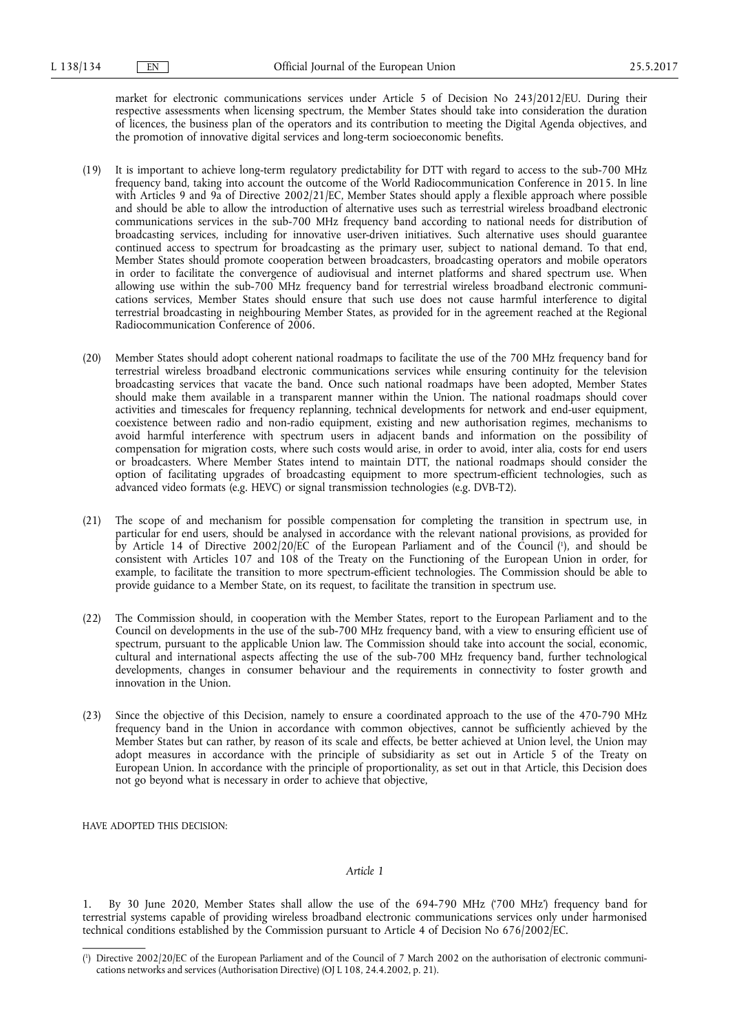market for electronic communications services under Article 5 of Decision No 243/2012/EU. During their respective assessments when licensing spectrum, the Member States should take into consideration the duration of licences, the business plan of the operators and its contribution to meeting the Digital Agenda objectives, and the promotion of innovative digital services and long-term socioeconomic benefits.

(19) It is important to achieve long-term regulatory predictability for DTT with regard to access to the sub-700 MHz frequency band, taking into account the outcome of the World Radiocommunication Conference in 2015. In line with Articles 9 and 9a of Directive 2002/21/EC, Member States should apply a flexible approach where possible and should be able to allow the introduction of alternative uses such as terrestrial wireless broadband electronic communications services in the sub-700 MHz frequency band according to national needs for distribution of broadcasting services, including for innovative user-driven initiatives. Such alternative uses should guarantee continued access to spectrum for broadcasting as the primary user, subject to national demand. To that end, Member States should promote cooperation between broadcasters, broadcasting operators and mobile operators in order to facilitate the convergence of audiovisual and internet platforms and shared spectrum use. When allowing use within the sub-700 MHz frequency band for terrestrial wireless broadband electronic communications services, Member States should ensure that such use does not cause harmful interference to digital terrestrial broadcasting in neighbouring Member States, as provided for in the agreement reached at the Regional Radiocommunication Conference of 2006.

(20) Member States should adopt coherent national roadmaps to facilitate the use of the 700 MHz frequency band for terrestrial wireless broadband electronic communications services while ensuring continuity for the television broadcasting services that vacate the band. Once such national roadmaps have been adopted, Member States should make them available in a transparent manner within the Union. The national roadmaps should cover activities and timescales for frequency replanning, technical developments for network and end-user equipment, coexistence between radio and non-radio equipment, existing and new authorisation regimes, mechanisms to avoid harmful interference with spectrum users in adjacent bands and information on the possibility of compensation for migration costs, where such costs would arise, in order to avoid, inter alia, costs for end users or broadcasters. Where Member States intend to maintain DTT, the national roadmaps should consider the option of facilitating upgrades of broadcasting equipment to more spectrum-efficient technologies, such as advanced video formats (e.g. HEVC) or signal transmission technologies (e.g. DVB-T2).

(21) The scope of and mechanism for possible compensation for completing the transition in spectrum use, in particular for end users, should be analysed in accordance with the relevant national provisions, as provided for by Article 14 of Directive 2002/20/EC of the European Parliament and of the Council [1], and should be consistent with Articles 107 and 108 of the Treaty on the Functioning of the European Union in order, for example, to facilitate the transition to more spectrum-efficient technologies. The Commission should be able to provide guidance to a Member State, on its request, to facilitate the transition in spectrum use.

(22) The Commission should, in cooperation with the Member States, report to the European Parliament and to the Council on developments in the use of the sub-700 MHz frequency band, with a view to ensuring efficient use of spectrum, pursuant to the applicable Union law. The Commission should take into account the social, economic, cultural and international aspects affecting the use of the sub-700 MHz frequency band, further technological developments, changes in consumer behaviour and the requirements in connectivity to foster growth and innovation in the Union.

(23) Since the objective of this Decision, namely to ensure a coordinated approach to the use of the 470-790 MHz frequency band in the Union in accordance with common objectives, cannot be sufficiently achieved by the Member States but can rather, by reason of its scale and effects, be better achieved at Union level, the Union may adopt measures in accordance with the principle of subsidiarity as set out in Article 5 of the Treaty on European Union. In accordance with the principle of proportionality, as set out in that Article, this Decision does not go beyond what is necessary in order to achieve that objective,

HAVE ADOPTED THIS DECISION:

*Article 1*

1. By 30 June 2020, Member States shall allow the use of the 694-790 MHz ('700 MHz') frequency band for terrestrial systems capable of providing wireless broadband electronic communications services only under harmonised technical conditions established by the Commission pursuant to Article 4 of Decision No 676/2002/EC.

---

[1] Directive 2002/20/EC of the European Parliament and of the Council of 7 March 2002 on the authorisation of electronic communications networks and services (Authorisation Directive) (OJ L 108, 24.4.2002, p. 21).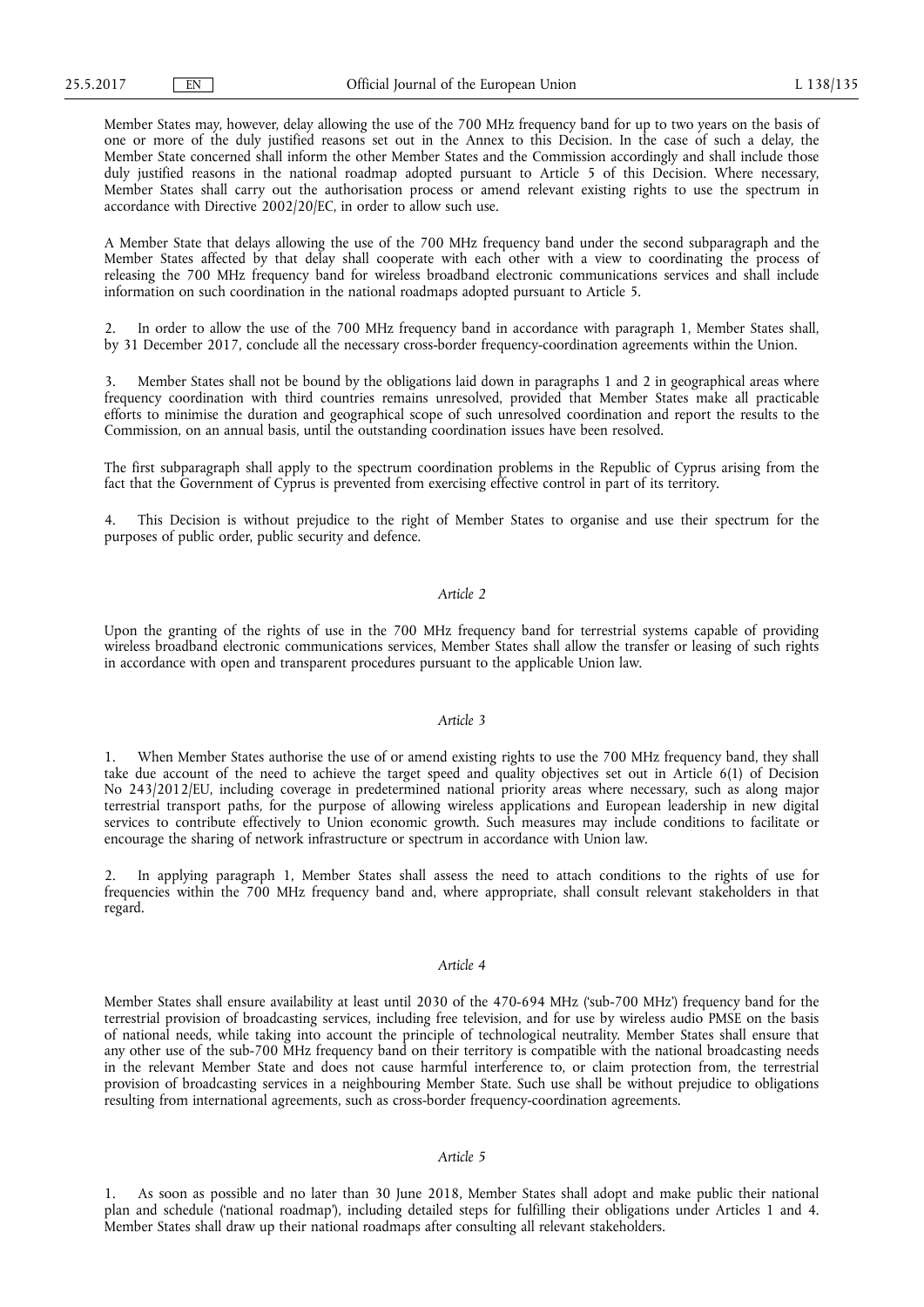Member States may, however, delay allowing the use of the 700 MHz frequency band for up to two years on the basis of one or more of the duly justified reasons set out in the Annex to this Decision. In the case of such a delay, the Member State concerned shall inform the other Member States and the Commission accordingly and shall include those duly justified reasons in the national roadmap adopted pursuant to Article 5 of this Decision. Where necessary, Member States shall carry out the authorisation process or amend relevant existing rights to use the spectrum in accordance with Directive 2002/20/EC, in order to allow such use.

A Member State that delays allowing the use of the 700 MHz frequency band under the second subparagraph and the Member States affected by that delay shall cooperate with each other with a view to coordinating the process of releasing the 700 MHz frequency band for wireless broadband electronic communications services and shall include information on such coordination in the national roadmaps adopted pursuant to Article 5.

2. In order to allow the use of the 700 MHz frequency band in accordance with paragraph 1, Member States shall, by 31 December 2017, conclude all the necessary cross-border frequency-coordination agreements within the Union.

3. Member States shall not be bound by the obligations laid down in paragraphs 1 and 2 in geographical areas where frequency coordination with third countries remains unresolved, provided that Member States make all practicable efforts to minimise the duration and geographical scope of such unresolved coordination and report the results to the Commission, on an annual basis, until the outstanding coordination issues have been resolved.

The first subparagraph shall apply to the spectrum coordination problems in the Republic of Cyprus arising from the fact that the Government of Cyprus is prevented from exercising effective control in part of its territory.

4. This Decision is without prejudice to the right of Member States to organise and use their spectrum for the purposes of public order, public security and defence.

*Article 2*

Upon the granting of the rights of use in the 700 MHz frequency band for terrestrial systems capable of providing wireless broadband electronic communications services, Member States shall allow the transfer or leasing of such rights in accordance with open and transparent procedures pursuant to the applicable Union law.

*Article 3*

1. When Member States authorise the use of or amend existing rights to use the 700 MHz frequency band, they shall take due account of the need to achieve the target speed and quality objectives set out in Article 6(1) of Decision No 243/2012/EU, including coverage in predetermined national priority areas where necessary, such as along major terrestrial transport paths, for the purpose of allowing wireless applications and European leadership in new digital services to contribute effectively to Union economic growth. Such measures may include conditions to facilitate or encourage the sharing of network infrastructure or spectrum in accordance with Union law.

2. In applying paragraph 1, Member States shall assess the need to attach conditions to the rights of use for frequencies within the 700 MHz frequency band and, where appropriate, shall consult relevant stakeholders in that regard.

*Article 4*

Member States shall ensure availability at least until 2030 of the 470-694 MHz ('sub-700 MHz') frequency band for the terrestrial provision of broadcasting services, including free television, and for use by wireless audio PMSE on the basis of national needs, while taking into account the principle of technological neutrality. Member States shall ensure that any other use of the sub-700 MHz frequency band on their territory is compatible with the national broadcasting needs in the relevant Member State and does not cause harmful interference to, or claim protection from, the terrestrial provision of broadcasting services in a neighbouring Member State. Such use shall be without prejudice to obligations resulting from international agreements, such as cross-border frequency-coordination agreements.

*Article 5*

1. As soon as possible and no later than 30 June 2018, Member States shall adopt and make public their national plan and schedule ('national roadmap'), including detailed steps for fulfilling their obligations under Articles 1 and 4. Member States shall draw up their national roadmaps after consulting all relevant stakeholders.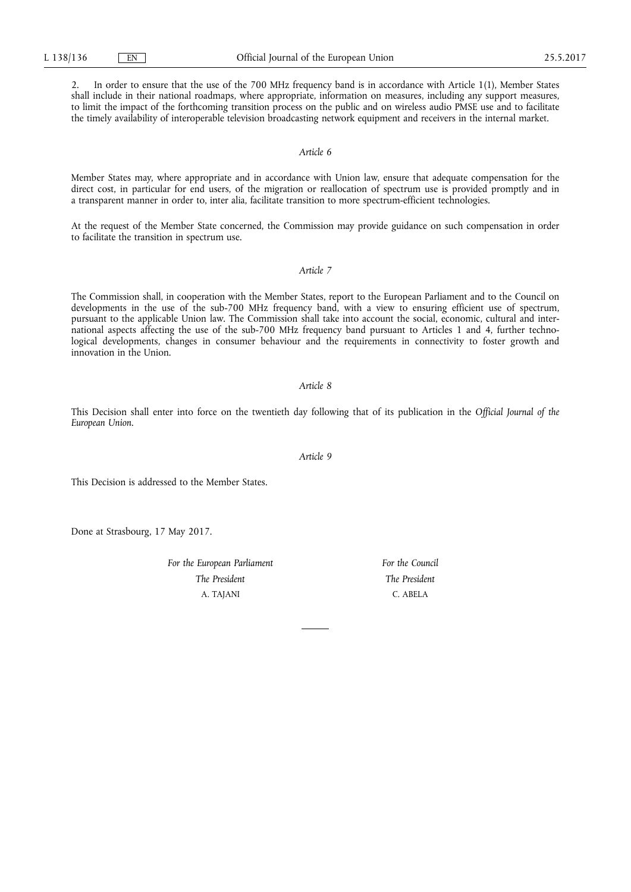2. In order to ensure that the use of the 700 MHz frequency band is in accordance with Article 1(1), Member States shall include in their national roadmaps, where appropriate, information on measures, including any support measures, to limit the impact of the forthcoming transition process on the public and on wireless audio PMSE use and to facilitate the timely availability of interoperable television broadcasting network equipment and receivers in the internal market.

*Article 6*

Member States may, where appropriate and in accordance with Union law, ensure that adequate compensation for the direct cost, in particular for end users, of the migration or reallocation of spectrum use is provided promptly and in a transparent manner in order to, inter alia, facilitate transition to more spectrum-efficient technologies.

At the request of the Member State concerned, the Commission may provide guidance on such compensation in order to facilitate the transition in spectrum use.

*Article 7*

The Commission shall, in cooperation with the Member States, report to the European Parliament and to the Council on developments in the use of the sub-700 MHz frequency band, with a view to ensuring efficient use of spectrum, pursuant to the applicable Union law. The Commission shall take into account the social, economic, cultural and international aspects affecting the use of the sub-700 MHz frequency band pursuant to Articles 1 and 4, further technological developments, changes in consumer behaviour and the requirements in connectivity to foster growth and innovation in the Union.

*Article 8*

This Decision shall enter into force on the twentieth day following that of its publication in the *Official Journal of the European Union*.

*Article 9*

This Decision is addressed to the Member States.

Done at Strasbourg, 17 May 2017.

*For the European Parliament*
*The President*
A. TAJANI

*For the Council*
*The President*
C. ABELA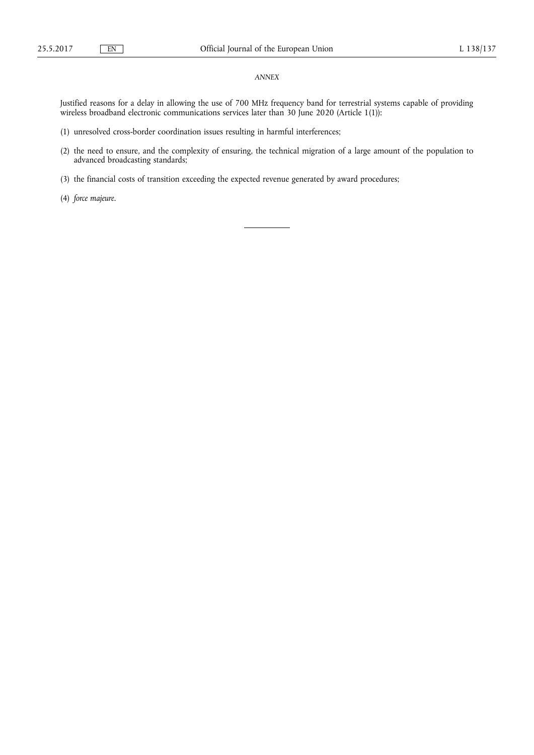*ANNEX*

Justified reasons for a delay in allowing the use of 700 MHz frequency band for terrestrial systems capable of providing wireless broadband electronic communications services later than 30 June 2020 (Article 1(1)):

(1) unresolved cross-border coordination issues resulting in harmful interferences;

(2) the need to ensure, and the complexity of ensuring, the technical migration of a large amount of the population to advanced broadcasting standards;

(3) the financial costs of transition exceeding the expected revenue generated by award procedures;

(4) *force majeure*.